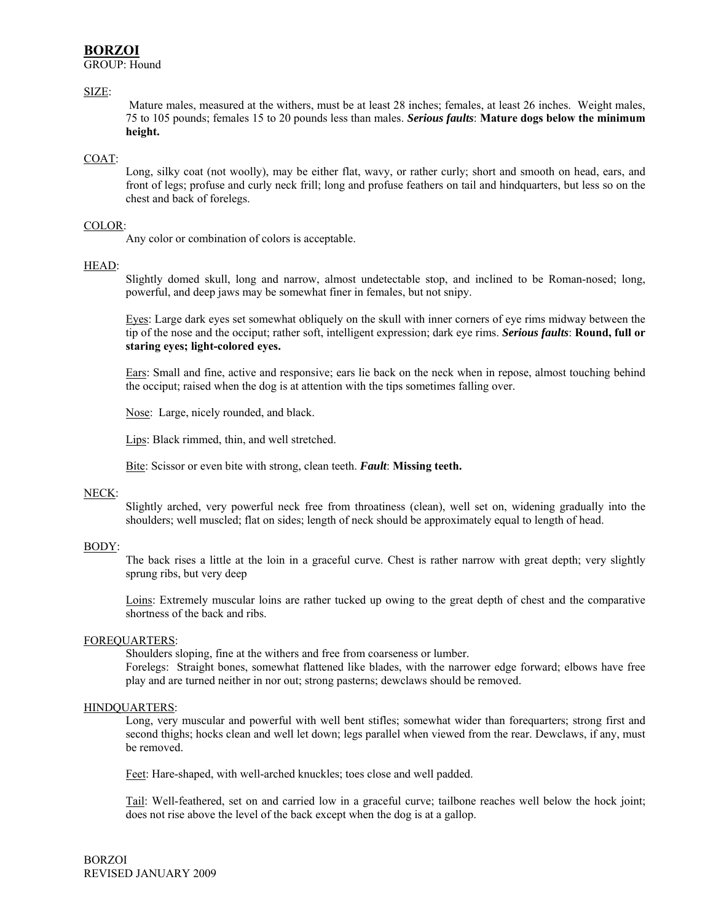# BORZOI

GROUP: Hound

## SIZE:

Mature males, measured at the withers, must be at least 28 inches; females, at least 26 inches. Weight males, 75 to 105 pounds; females 15 to 20 pounds less than males. ***Serious faults*: Mature dogs below the minimum height.**

## COAT:

Long, silky coat (not woolly), may be either flat, wavy, or rather curly; short and smooth on head, ears, and front of legs; profuse and curly neck frill; long and profuse feathers on tail and hindquarters, but less so on the chest and back of forelegs.

## COLOR:

Any color or combination of colors is acceptable.

## HEAD:

Slightly domed skull, long and narrow, almost undetectable stop, and inclined to be Roman-nosed; long, powerful, and deep jaws may be somewhat finer in females, but not snipy.

Eyes: Large dark eyes set somewhat obliquely on the skull with inner corners of eye rims midway between the tip of the nose and the occiput; rather soft, intelligent expression; dark eye rims. ***Serious faults*: Round, full or staring eyes; light-colored eyes.**

Ears: Small and fine, active and responsive; ears lie back on the neck when in repose, almost touching behind the occiput; raised when the dog is at attention with the tips sometimes falling over.

Nose: Large, nicely rounded, and black.

Lips: Black rimmed, thin, and well stretched.

Bite: Scissor or even bite with strong, clean teeth. ***Fault*: Missing teeth.**

## NECK:

Slightly arched, very powerful neck free from throatiness (clean), well set on, widening gradually into the shoulders; well muscled; flat on sides; length of neck should be approximately equal to length of head.

## BODY:

The back rises a little at the loin in a graceful curve. Chest is rather narrow with great depth; very slightly sprung ribs, but very deep

Loins: Extremely muscular loins are rather tucked up owing to the great depth of chest and the comparative shortness of the back and ribs.

## FOREQUARTERS:

Shoulders sloping, fine at the withers and free from coarseness or lumber.

Forelegs: Straight bones, somewhat flattened like blades, with the narrower edge forward; elbows have free play and are turned neither in nor out; strong pasterns; dewclaws should be removed.

## HINDQUARTERS:

Long, very muscular and powerful with well bent stifles; somewhat wider than forequarters; strong first and second thighs; hocks clean and well let down; legs parallel when viewed from the rear. Dewclaws, if any, must be removed.

Feet: Hare-shaped, with well-arched knuckles; toes close and well padded.

Tail: Well-feathered, set on and carried low in a graceful curve; tailbone reaches well below the hock joint; does not rise above the level of the back except when the dog is at a gallop.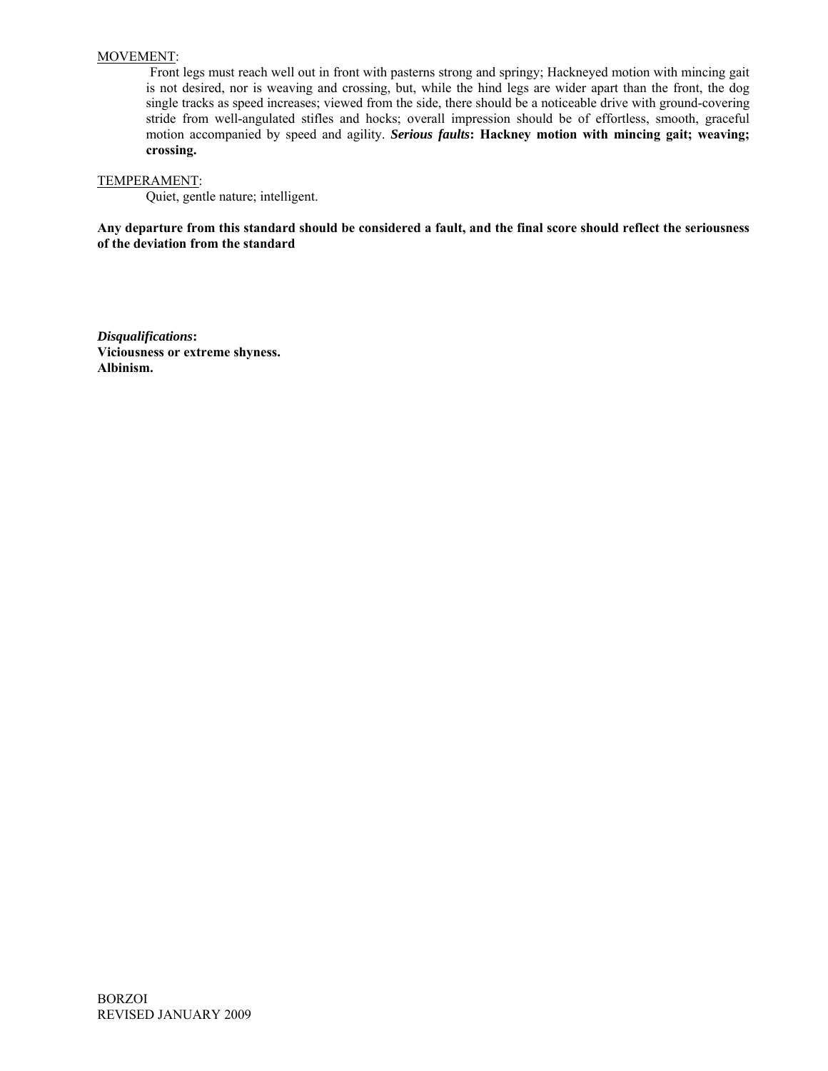MOVEMENT:

Front legs must reach well out in front with pasterns strong and springy; Hackneyed motion with mincing gait is not desired, nor is weaving and crossing, but, while the hind legs are wider apart than the front, the dog single tracks as speed increases; viewed from the side, there should be a noticeable drive with ground-covering stride from well-angulated stifles and hocks; overall impression should be of effortless, smooth, graceful motion accompanied by speed and agility. ***Serious faults*****: Hackney motion with mincing gait; weaving; crossing.**

TEMPERAMENT:

Quiet, gentle nature; intelligent.

**Any departure from this standard should be considered a fault, and the final score should reflect the seriousness of the deviation from the standard**

***Disqualifications*****:**
**Viciousness or extreme shyness.**
**Albinism.**